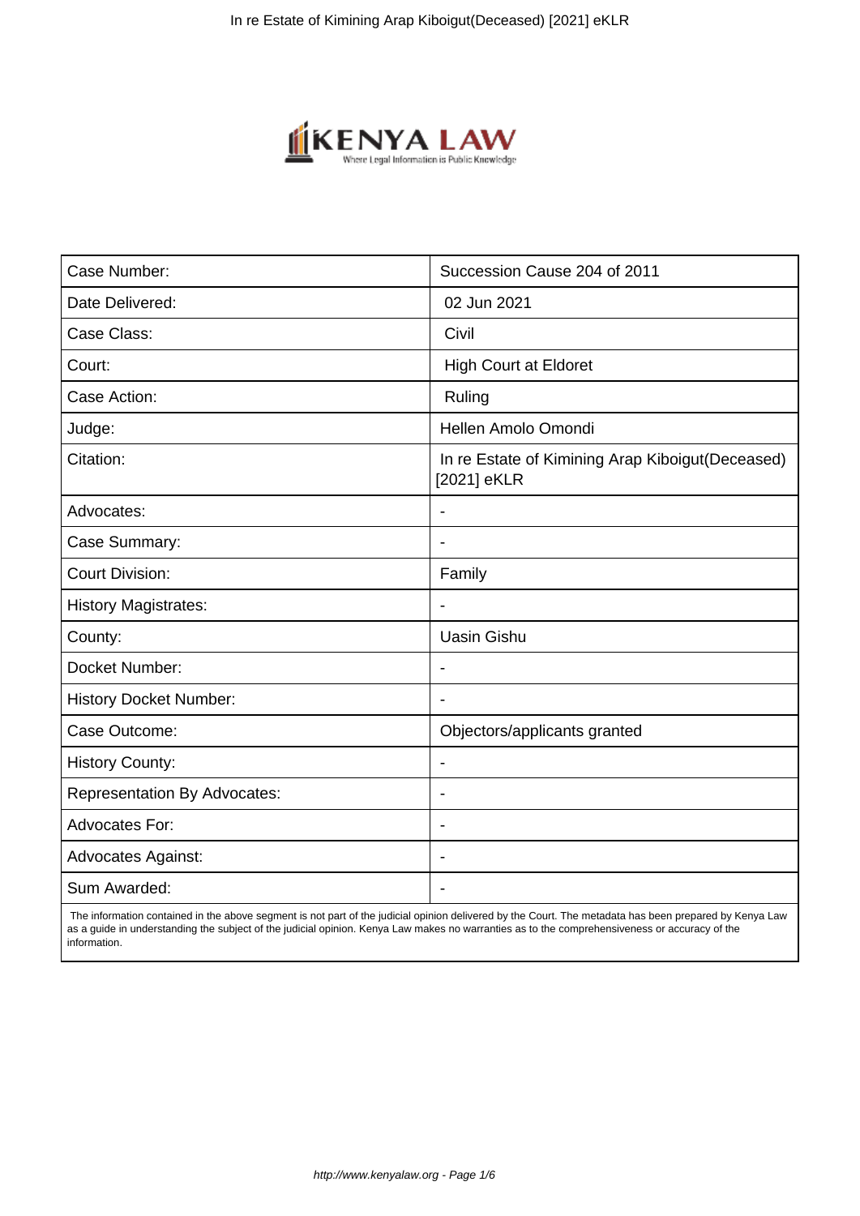| Case Number: | Succession Cause 204 of 2011 |
| --- | --- |
| Date Delivered: | 02 Jun 2021 |
| Case Class: | Civil |
| Court: | High Court at Eldoret |
| Case Action: | Ruling |
| Judge: | Hellen Amolo Omondi |
| Citation: | In re Estate of Kimining Arap Kiboigut(Deceased) [2021] eKLR |
| Advocates: | - |
| Case Summary: | - |
| Court Division: | Family |
| History Magistrates: | - |
| County: | Uasin Gishu |
| Docket Number: | - |
| History Docket Number: | - |
| Case Outcome: | Objectors/applicants granted |
| History County: | - |
| Representation By Advocates: | - |
| Advocates For: | - |
| Advocates Against: | - |
| Sum Awarded: | - |

The information contained in the above segment is not part of the judicial opinion delivered by the Court. The metadata has been prepared by Kenya Law as a guide in understanding the subject of the judicial opinion. Kenya Law makes no warranties as to the comprehensiveness or accuracy of the information.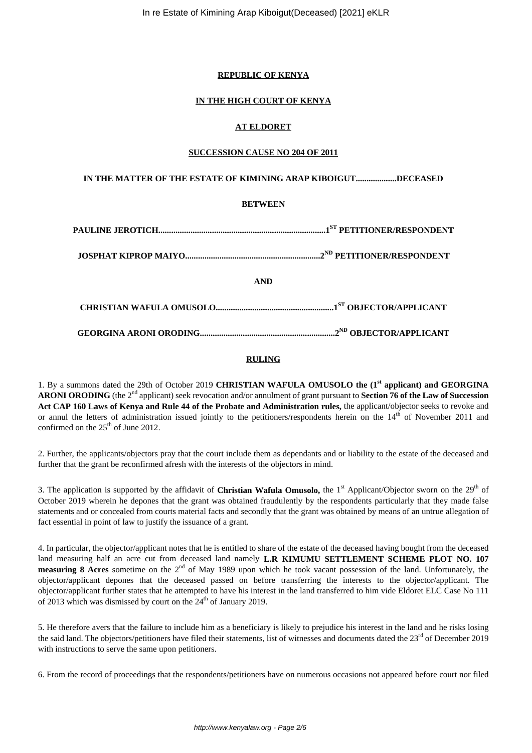**REPUBLIC OF KENYA**

**IN THE HIGH COURT OF KENYA**

**AT ELDORET**

**SUCCESSION CAUSE NO 204 OF 2011**

**IN THE MATTER OF THE ESTATE OF KIMINING ARAP KIBOIGUT...................DECEASED**

**BETWEEN**

**PAULINE JEROTICH............................................................................1ST PETITIONER/RESPONDENT**

**JOSPHAT KIPROP MAIYO.............................................................2ND PETITIONER/RESPONDENT**

**AND**

**CHRISTIAN WAFULA OMUSOLO......................................................1ST OBJECTOR/APPLICANT**

**GEORGINA ARONI ORODING.............................................................2ND OBJECTOR/APPLICANT**

**RULING**

1. By a summons dated the 29th of October 2019 **CHRISTIAN WAFULA OMUSOLO the (1st applicant) and GEORGINA ARONI ORODING** (the 2nd applicant) seek revocation and/or annulment of grant pursuant to **Section 76 of the Law of Succession Act CAP 160 Laws of Kenya and Rule 44 of the Probate and Administration rules,** the applicant/objector seeks to revoke and or annul the letters of administration issued jointly to the petitioners/respondents herein on the 14th of November 2011 and confirmed on the 25th of June 2012.

2. Further, the applicants/objectors pray that the court include them as dependants and or liability to the estate of the deceased and further that the grant be reconfirmed afresh with the interests of the objectors in mind.

3. The application is supported by the affidavit of **Christian Wafula Omusolo,** the 1st Applicant/Objector sworn on the 29th of October 2019 wherein he depones that the grant was obtained fraudulently by the respondents particularly that they made false statements and or concealed from courts material facts and secondly that the grant was obtained by means of an untrue allegation of fact essential in point of law to justify the issuance of a grant.

4. In particular, the objector/applicant notes that he is entitled to share of the estate of the deceased having bought from the deceased land measuring half an acre cut from deceased land namely **L.R KIMUMU SETTLEMENT SCHEME PLOT NO. 107 measuring 8 Acres** sometime on the 2nd of May 1989 upon which he took vacant possession of the land. Unfortunately, the objector/applicant depones that the deceased passed on before transferring the interests to the objector/applicant. The objector/applicant further states that he attempted to have his interest in the land transferred to him vide Eldoret ELC Case No 111 of 2013 which was dismissed by court on the 24th of January 2019.

5. He therefore avers that the failure to include him as a beneficiary is likely to prejudice his interest in the land and he risks losing the said land. The objectors/petitioners have filed their statements, list of witnesses and documents dated the 23rd of December 2019 with instructions to serve the same upon petitioners.

6. From the record of proceedings that the respondents/petitioners have on numerous occasions not appeared before court nor filed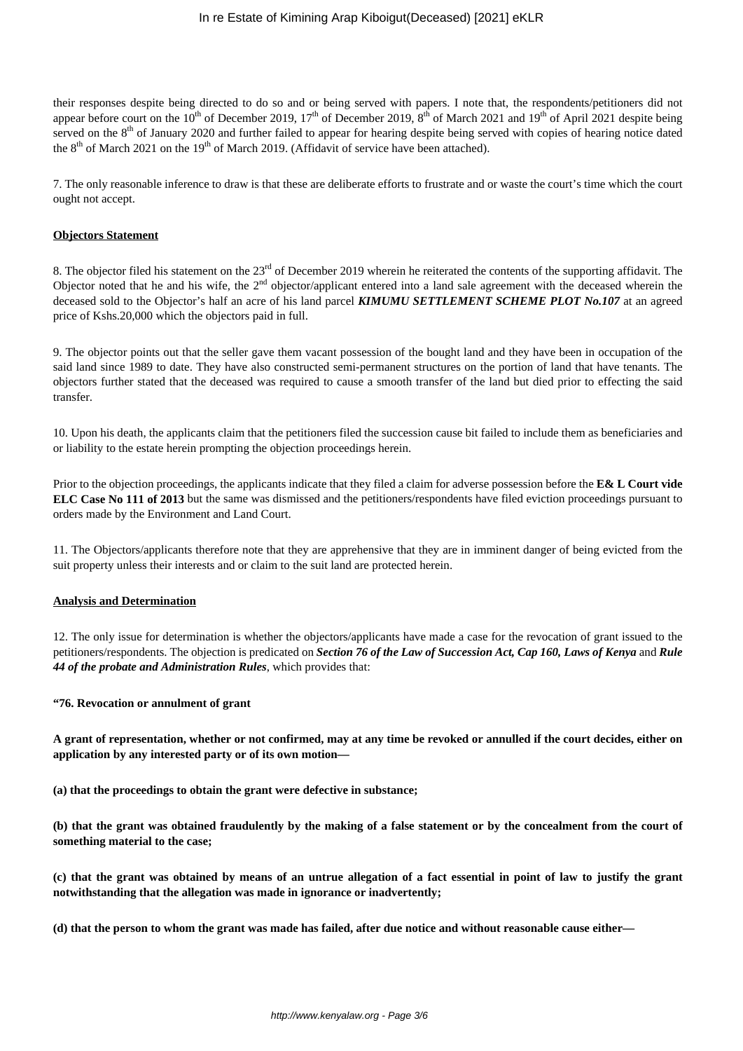their responses despite being directed to do so and or being served with papers. I note that, the respondents/petitioners did not appear before court on the 10th of December 2019, 17th of December 2019, 8th of March 2021 and 19th of April 2021 despite being served on the 8th of January 2020 and further failed to appear for hearing despite being served with copies of hearing notice dated the 8th of March 2021 on the 19th of March 2019. (Affidavit of service have been attached).

7. The only reasonable inference to draw is that these are deliberate efforts to frustrate and or waste the court's time which the court ought not accept.

**Objectors Statement**

8. The objector filed his statement on the 23rd of December 2019 wherein he reiterated the contents of the supporting affidavit. The Objector noted that he and his wife, the 2nd objector/applicant entered into a land sale agreement with the deceased wherein the deceased sold to the Objector's half an acre of his land parcel ***KIMUMU SETTLEMENT SCHEME PLOT No.107*** at an agreed price of Kshs.20,000 which the objectors paid in full.

9. The objector points out that the seller gave them vacant possession of the bought land and they have been in occupation of the said land since 1989 to date. They have also constructed semi-permanent structures on the portion of land that have tenants. The objectors further stated that the deceased was required to cause a smooth transfer of the land but died prior to effecting the said transfer.

10. Upon his death, the applicants claim that the petitioners filed the succession cause bit failed to include them as beneficiaries and or liability to the estate herein prompting the objection proceedings herein.

Prior to the objection proceedings, the applicants indicate that they filed a claim for adverse possession before the **E& L Court vide ELC Case No 111 of 2013** but the same was dismissed and the petitioners/respondents have filed eviction proceedings pursuant to orders made by the Environment and Land Court.

11. The Objectors/applicants therefore note that they are apprehensive that they are in imminent danger of being evicted from the suit property unless their interests and or claim to the suit land are protected herein.

**Analysis and Determination**

12. The only issue for determination is whether the objectors/applicants have made a case for the revocation of grant issued to the petitioners/respondents. The objection is predicated on ***Section 76 of the Law of Succession Act, Cap 160, Laws of Kenya*** and ***Rule 44 of the probate and Administration Rules***, which provides that:

**"76. Revocation or annulment of grant**

**A grant of representation, whether or not confirmed, may at any time be revoked or annulled if the court decides, either on application by any interested party or of its own motion—**

**(a) that the proceedings to obtain the grant were defective in substance;**

**(b) that the grant was obtained fraudulently by the making of a false statement or by the concealment from the court of something material to the case;**

**(c) that the grant was obtained by means of an untrue allegation of a fact essential in point of law to justify the grant notwithstanding that the allegation was made in ignorance or inadvertently;**

**(d) that the person to whom the grant was made has failed, after due notice and without reasonable cause either—**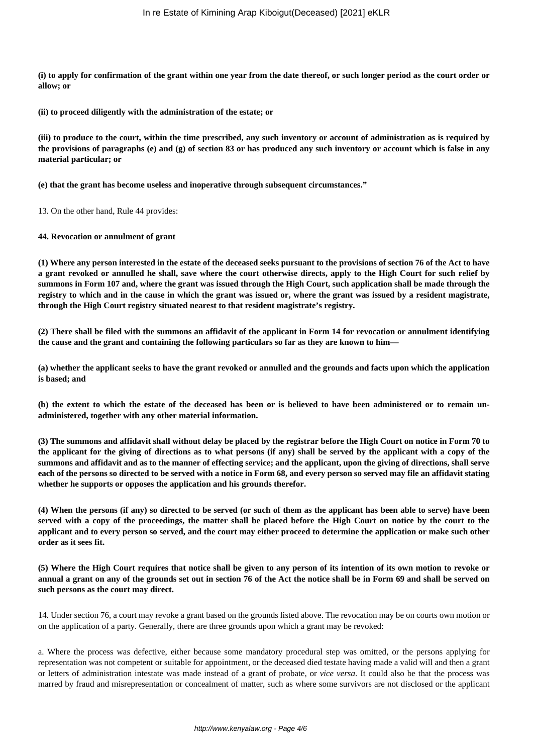**(i) to apply for confirmation of the grant within one year from the date thereof, or such longer period as the court order or allow; or**

**(ii) to proceed diligently with the administration of the estate; or**

**(iii) to produce to the court, within the time prescribed, any such inventory or account of administration as is required by the provisions of paragraphs (e) and (g) of section 83 or has produced any such inventory or account which is false in any material particular; or**

**(e) that the grant has become useless and inoperative through subsequent circumstances."**

13. On the other hand, Rule 44 provides:

**44. Revocation or annulment of grant**

**(1) Where any person interested in the estate of the deceased seeks pursuant to the provisions of section 76 of the Act to have a grant revoked or annulled he shall, save where the court otherwise directs, apply to the High Court for such relief by summons in Form 107 and, where the grant was issued through the High Court, such application shall be made through the registry to which and in the cause in which the grant was issued or, where the grant was issued by a resident magistrate, through the High Court registry situated nearest to that resident magistrate's registry.**

**(2) There shall be filed with the summons an affidavit of the applicant in Form 14 for revocation or annulment identifying the cause and the grant and containing the following particulars so far as they are known to him—**

**(a) whether the applicant seeks to have the grant revoked or annulled and the grounds and facts upon which the application is based; and**

**(b) the extent to which the estate of the deceased has been or is believed to have been administered or to remain un-administered, together with any other material information.**

**(3) The summons and affidavit shall without delay be placed by the registrar before the High Court on notice in Form 70 to the applicant for the giving of directions as to what persons (if any) shall be served by the applicant with a copy of the summons and affidavit and as to the manner of effecting service; and the applicant, upon the giving of directions, shall serve each of the persons so directed to be served with a notice in Form 68, and every person so served may file an affidavit stating whether he supports or opposes the application and his grounds therefor.**

**(4) When the persons (if any) so directed to be served (or such of them as the applicant has been able to serve) have been served with a copy of the proceedings, the matter shall be placed before the High Court on notice by the court to the applicant and to every person so served, and the court may either proceed to determine the application or make such other order as it sees fit.**

**(5) Where the High Court requires that notice shall be given to any person of its intention of its own motion to revoke or annual a grant on any of the grounds set out in section 76 of the Act the notice shall be in Form 69 and shall be served on such persons as the court may direct.**

14. Under section 76, a court may revoke a grant based on the grounds listed above. The revocation may be on courts own motion or on the application of a party. Generally, there are three grounds upon which a grant may be revoked:

a. Where the process was defective, either because some mandatory procedural step was omitted, or the persons applying for representation was not competent or suitable for appointment, or the deceased died testate having made a valid will and then a grant or letters of administration intestate was made instead of a grant of probate, or *vice versa*. It could also be that the process was marred by fraud and misrepresentation or concealment of matter, such as where some survivors are not disclosed or the applicant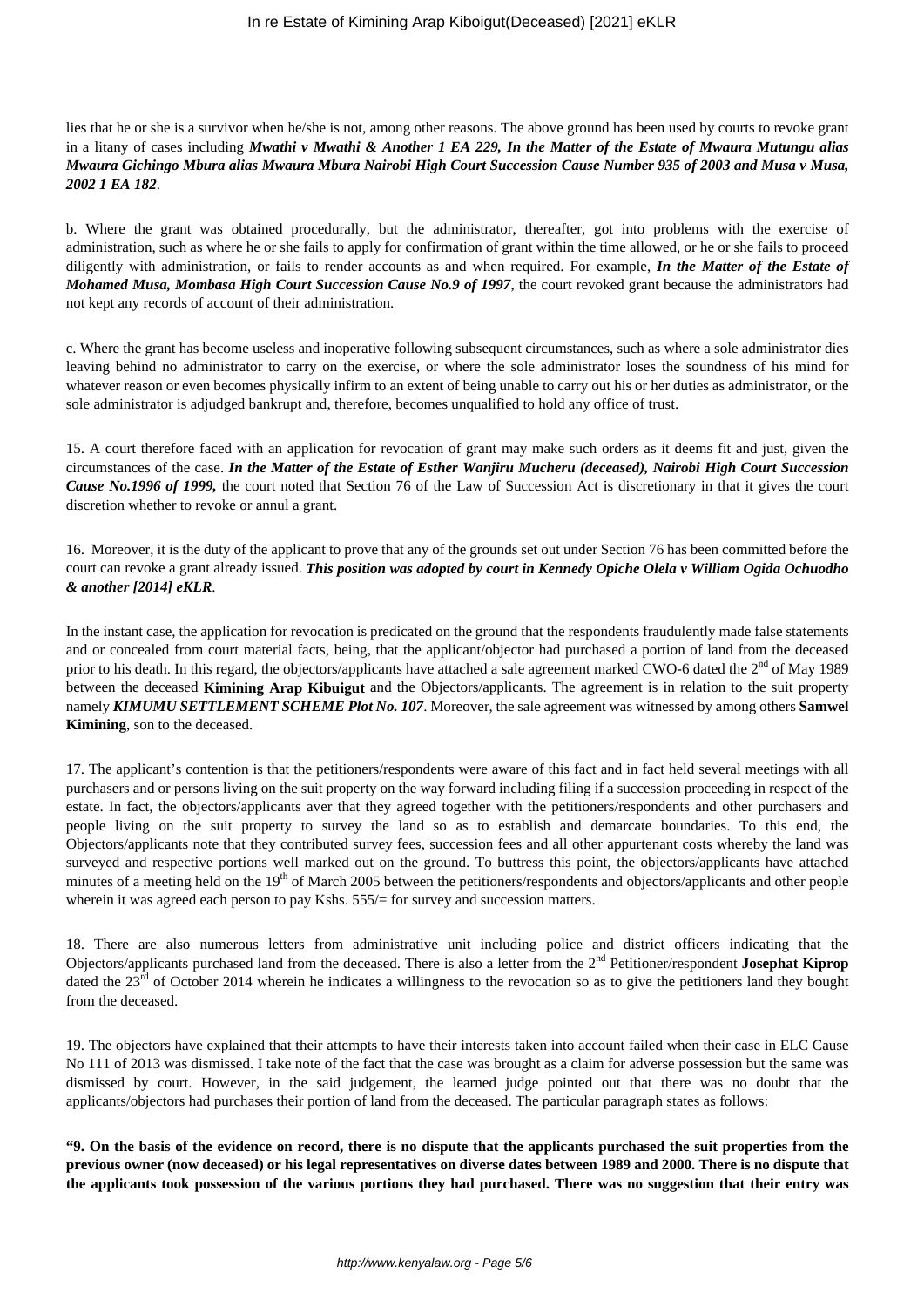lies that he or she is a survivor when he/she is not, among other reasons. The above ground has been used by courts to revoke grant in a litany of cases including ***Mwathi v Mwathi & Another 1 EA 229, In the Matter of the Estate of Mwaura Mutungu alias Mwaura Gichingo Mbura alias Mwaura Mbura Nairobi High Court Succession Cause Number 935 of 2003 and Musa v Musa, 2002 1 EA 182***.

b. Where the grant was obtained procedurally, but the administrator, thereafter, got into problems with the exercise of administration, such as where he or she fails to apply for confirmation of grant within the time allowed, or he or she fails to proceed diligently with administration, or fails to render accounts as and when required. For example, ***In the Matter of the Estate of Mohamed Musa, Mombasa High Court Succession Cause No.9 of 1997***, the court revoked grant because the administrators had not kept any records of account of their administration.

c. Where the grant has become useless and inoperative following subsequent circumstances, such as where a sole administrator dies leaving behind no administrator to carry on the exercise, or where the sole administrator loses the soundness of his mind for whatever reason or even becomes physically infirm to an extent of being unable to carry out his or her duties as administrator, or the sole administrator is adjudged bankrupt and, therefore, becomes unqualified to hold any office of trust.

15. A court therefore faced with an application for revocation of grant may make such orders as it deems fit and just, given the circumstances of the case. ***In the Matter of the Estate of Esther Wanjiru Mucheru (deceased), Nairobi High Court Succession Cause No.1996 of 1999,*** the court noted that Section 76 of the Law of Succession Act is discretionary in that it gives the court discretion whether to revoke or annul a grant.

16. Moreover, it is the duty of the applicant to prove that any of the grounds set out under Section 76 has been committed before the court can revoke a grant already issued. ***This position was adopted by court in Kennedy Opiche Olela v William Ogida Ochuodho & another [2014] eKLR***.

In the instant case, the application for revocation is predicated on the ground that the respondents fraudulently made false statements and or concealed from court material facts, being, that the applicant/objector had purchased a portion of land from the deceased prior to his death. In this regard, the objectors/applicants have attached a sale agreement marked CWO-6 dated the 2nd of May 1989 between the deceased **Kimining Arap Kibuigut** and the Objectors/applicants. The agreement is in relation to the suit property namely ***KIMUMU SETTLEMENT SCHEME Plot No. 107***. Moreover, the sale agreement was witnessed by among others **Samwel Kimining**, son to the deceased.

17. The applicant's contention is that the petitioners/respondents were aware of this fact and in fact held several meetings with all purchasers and or persons living on the suit property on the way forward including filing if a succession proceeding in respect of the estate. In fact, the objectors/applicants aver that they agreed together with the petitioners/respondents and other purchasers and people living on the suit property to survey the land so as to establish and demarcate boundaries. To this end, the Objectors/applicants note that they contributed survey fees, succession fees and all other appurtenant costs whereby the land was surveyed and respective portions well marked out on the ground. To buttress this point, the objectors/applicants have attached minutes of a meeting held on the 19th of March 2005 between the petitioners/respondents and objectors/applicants and other people wherein it was agreed each person to pay Kshs. 555/= for survey and succession matters.

18. There are also numerous letters from administrative unit including police and district officers indicating that the Objectors/applicants purchased land from the deceased. There is also a letter from the 2nd Petitioner/respondent **Josephat Kiprop** dated the 23rd of October 2014 wherein he indicates a willingness to the revocation so as to give the petitioners land they bought from the deceased.

19. The objectors have explained that their attempts to have their interests taken into account failed when their case in ELC Cause No 111 of 2013 was dismissed. I take note of the fact that the case was brought as a claim for adverse possession but the same was dismissed by court. However, in the said judgement, the learned judge pointed out that there was no doubt that the applicants/objectors had purchases their portion of land from the deceased. The particular paragraph states as follows:

**"9. On the basis of the evidence on record, there is no dispute that the applicants purchased the suit properties from the previous owner (now deceased) or his legal representatives on diverse dates between 1989 and 2000. There is no dispute that the applicants took possession of the various portions they had purchased. There was no suggestion that their entry was**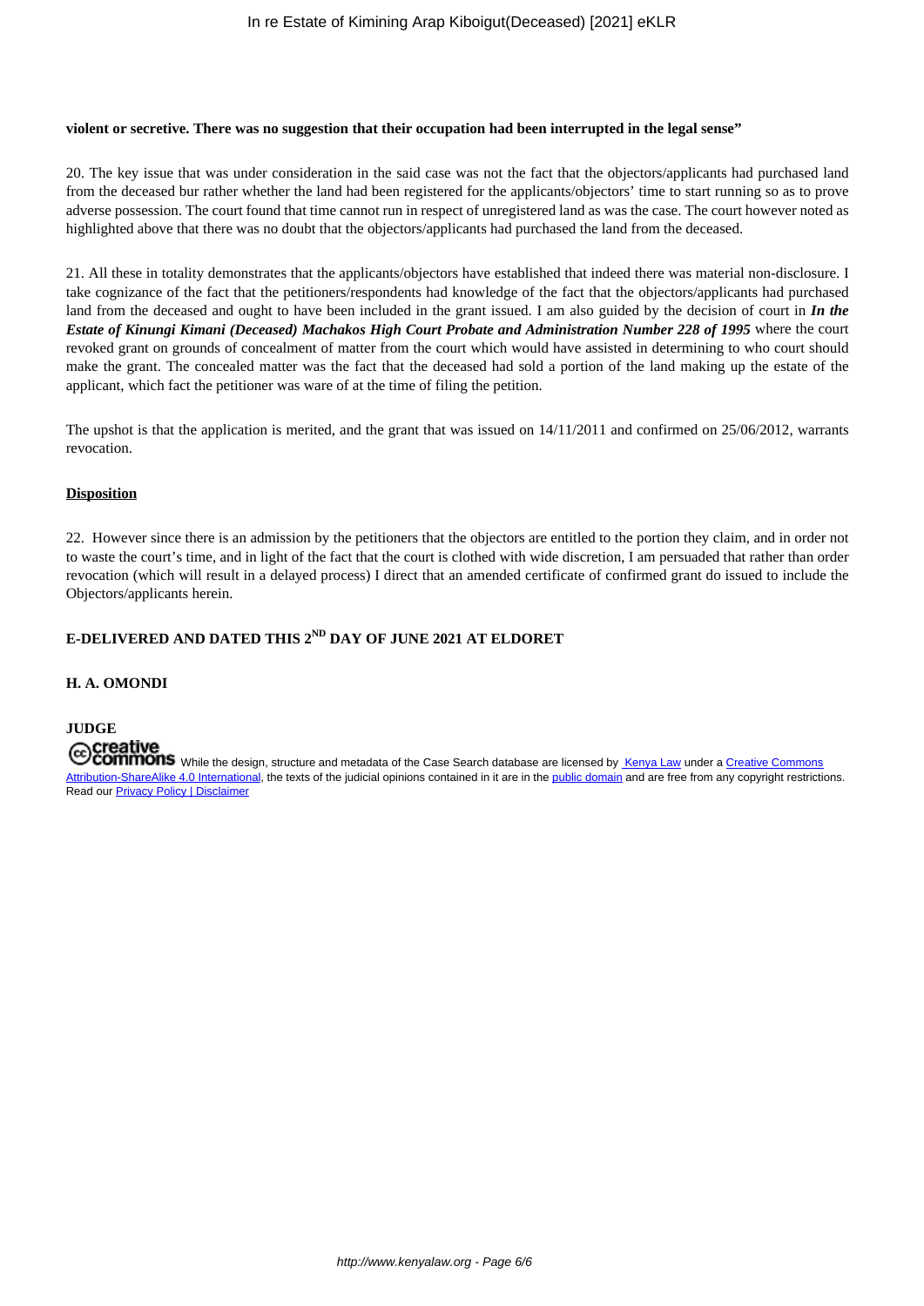**violent or secretive. There was no suggestion that their occupation had been interrupted in the legal sense"**

20. The key issue that was under consideration in the said case was not the fact that the objectors/applicants had purchased land from the deceased bur rather whether the land had been registered for the applicants/objectors' time to start running so as to prove adverse possession. The court found that time cannot run in respect of unregistered land as was the case. The court however noted as highlighted above that there was no doubt that the objectors/applicants had purchased the land from the deceased.

21. All these in totality demonstrates that the applicants/objectors have established that indeed there was material non-disclosure. I take cognizance of the fact that the petitioners/respondents had knowledge of the fact that the objectors/applicants had purchased land from the deceased and ought to have been included in the grant issued. I am also guided by the decision of court in ***In the Estate of Kinungi Kimani (Deceased) Machakos High Court Probate and Administration Number 228 of 1995*** where the court revoked grant on grounds of concealment of matter from the court which would have assisted in determining to who court should make the grant. The concealed matter was the fact that the deceased had sold a portion of the land making up the estate of the applicant, which fact the petitioner was ware of at the time of filing the petition.

The upshot is that the application is merited, and the grant that was issued on 14/11/2011 and confirmed on 25/06/2012, warrants revocation.

**Disposition**

22. However since there is an admission by the petitioners that the objectors are entitled to the portion they claim, and in order not to waste the court's time, and in light of the fact that the court is clothed with wide discretion, I am persuaded that rather than order revocation (which will result in a delayed process) I direct that an amended certificate of confirmed grant do issued to include the Objectors/applicants herein.

**E-DELIVERED AND DATED THIS 2ND DAY OF JUNE 2021 AT ELDORET**

**H. A. OMONDI**

**JUDGE**

While the design, structure and metadata of the Case Search database are licensed by Kenya Law under a Creative Commons Attribution-ShareAlike 4.0 International, the texts of the judicial opinions contained in it are in the public domain and are free from any copyright restrictions. Read our Privacy Policy | Disclaimer